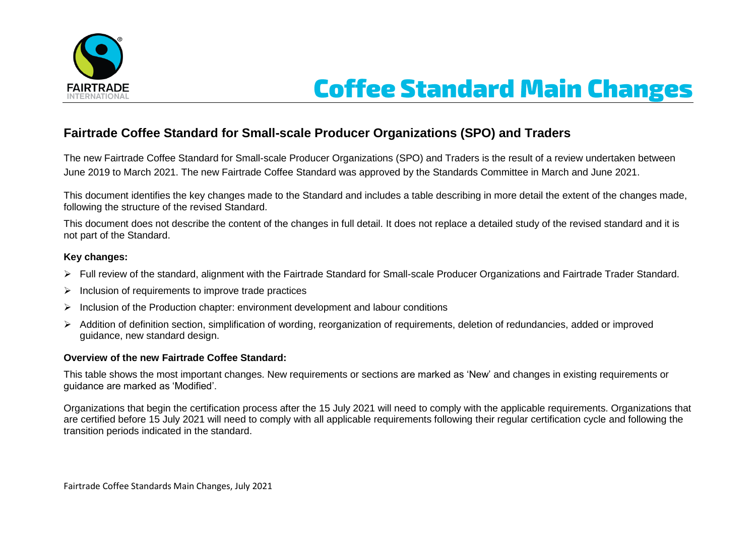# Coffee Standard Main Changes

## Fairtrade Coffee Standard for Small-scale Producer Organizations (SPO) and Traders

The new Fairtrade Coffee Standard for Small-scale Producer Organizations (SPO) and Traders is the result of a review undertaken between June 2019 to March 2021. The new Fairtrade Coffee Standard was approved by the Standards Committee in March and June 2021.

This document identifies the key changes made to the Standard and includes a table describing in more detail the extent of the changes made, following the structure of the revised Standard.

This document does not describe the content of the changes in full detail. It does not replace a detailed study of the revised standard and it is not part of the Standard.

**Key changes:**

- Full review of the standard, alignment with the Fairtrade Standard for Small-scale Producer Organizations and Fairtrade Trader Standard.
- Inclusion of requirements to improve trade practices
- Inclusion of the Production chapter: environment development and labour conditions
- Addition of definition section, simplification of wording, reorganization of requirements, deletion of redundancies, added or improved guidance, new standard design.

**Overview of the new Fairtrade Coffee Standard:**

This table shows the most important changes. New requirements or sections are marked as 'New' and changes in existing requirements or guidance are marked as 'Modified'.

Organizations that begin the certification process after the 15 July 2021 will need to comply with the applicable requirements. Organizations that are certified before 15 July 2021 will need to comply with all applicable requirements following their regular certification cycle and following the transition periods indicated in the standard.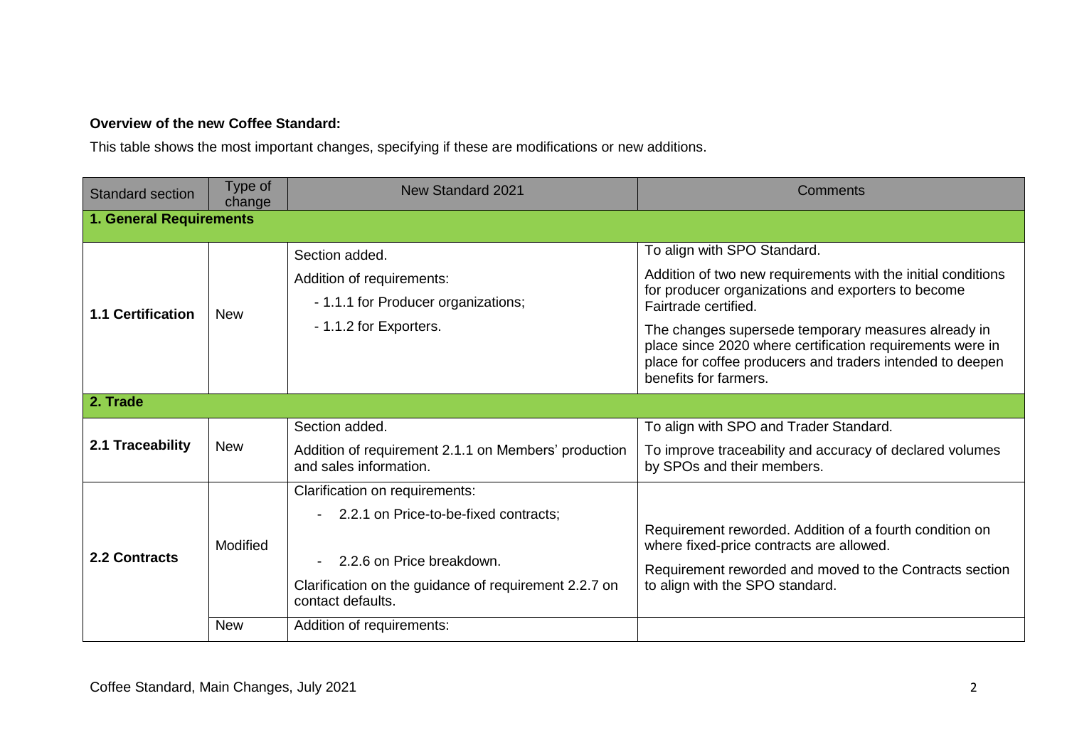**Overview of the new Coffee Standard:**

This table shows the most important changes, specifying if these are modifications or new additions.

| Standard section | Type of change | New Standard 2021 | Comments |
|---|---|---|---|
| **1. General Requirements** | | | |
| **1.1 Certification** | New | Section added.<br>Addition of requirements:<br>- 1.1.1 for Producer organizations;<br>- 1.1.2 for Exporters. | To align with SPO Standard.<br>Addition of two new requirements with the initial conditions for producer organizations and exporters to become Fairtrade certified.<br>The changes supersede temporary measures already in place since 2020 where certification requirements were in place for coffee producers and traders intended to deepen benefits for farmers. |
| **2. Trade** | | | |
| **2.1 Traceability** | New | Section added.<br>Addition of requirement 2.1.1 on Members' production and sales information. | To align with SPO and Trader Standard.<br>To improve traceability and accuracy of declared volumes by SPOs and their members. |
| **2.2 Contracts** | Modified | Clarification on requirements:<br>- 2.2.1 on Price-to-be-fixed contracts;<br>- 2.2.6 on Price breakdown.<br>Clarification on the guidance of requirement 2.2.7 on contact defaults. | Requirement reworded. Addition of a fourth condition on where fixed-price contracts are allowed.<br>Requirement reworded and moved to the Contracts section to align with the SPO standard. |
| | New | Addition of requirements: | |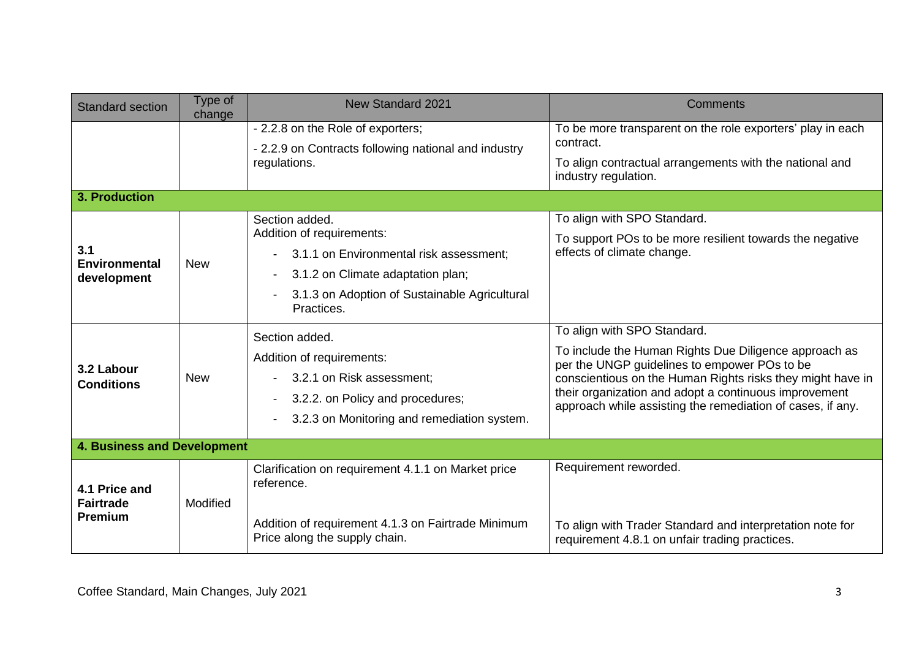| Standard section | Type of change | New Standard 2021 | Comments |
|---|---|---|---|
| | | - 2.2.8 on the Role of exporters;<br>- 2.2.9 on Contracts following national and industry regulations. | To be more transparent on the role exporters' play in each contract.<br>To align contractual arrangements with the national and industry regulation. |
| **3. Production** | | | |
| **3.1 Environmental development** | New | Section added.<br>Addition of requirements:<br>- 3.1.1 on Environmental risk assessment;<br>- 3.1.2 on Climate adaptation plan;<br>- 3.1.3 on Adoption of Sustainable Agricultural Practices. | To align with SPO Standard.<br>To support POs to be more resilient towards the negative effects of climate change. |
| **3.2 Labour Conditions** | New | Section added.<br>Addition of requirements:<br>- 3.2.1 on Risk assessment;<br>- 3.2.2. on Policy and procedures;<br>- 3.2.3 on Monitoring and remediation system. | To align with SPO Standard.<br>To include the Human Rights Due Diligence approach as per the UNGP guidelines to empower POs to be conscientious on the Human Rights risks they might have in their organization and adopt a continuous improvement approach while assisting the remediation of cases, if any. |
| **4. Business and Development** | | | |
| **4.1 Price and Fairtrade Premium** | Modified | Clarification on requirement 4.1.1 on Market price reference.<br><br>Addition of requirement 4.1.3 on Fairtrade Minimum Price along the supply chain. | Requirement reworded.<br><br>To align with Trader Standard and interpretation note for requirement 4.8.1 on unfair trading practices. |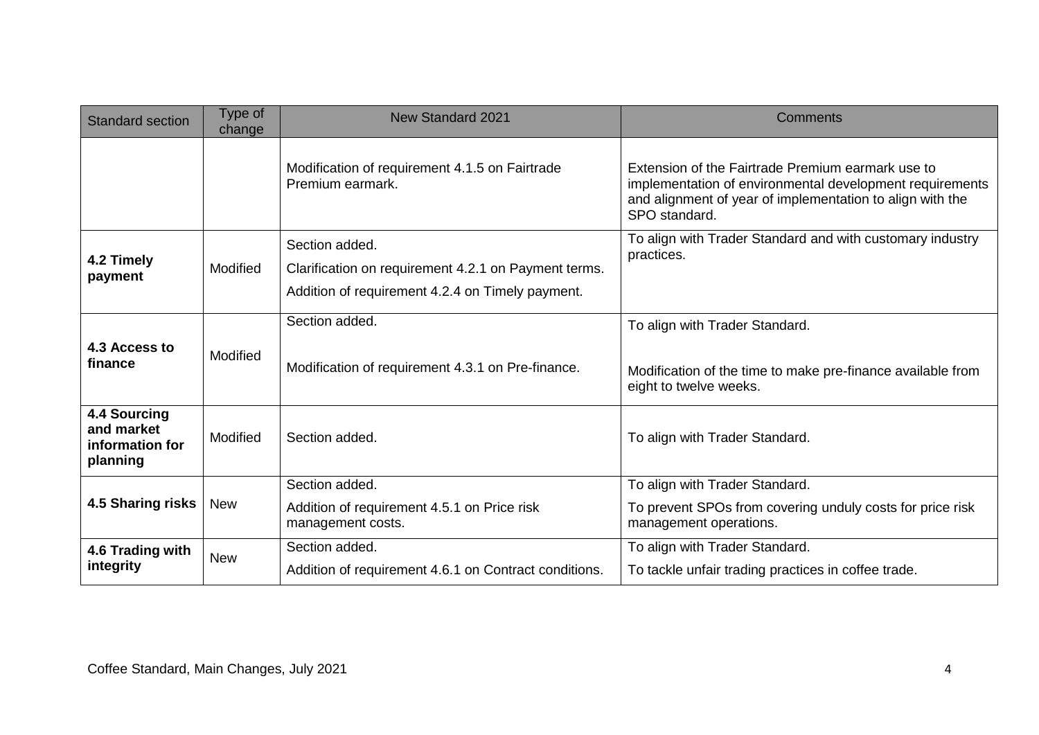| Standard section | Type of change | New Standard 2021 | Comments |
|---|---|---|---|
| | | Modification of requirement 4.1.5 on Fairtrade Premium earmark. | Extension of the Fairtrade Premium earmark use to implementation of environmental development requirements and alignment of year of implementation to align with the SPO standard. |
| **4.2 Timely payment** | Modified | Section added.<br>Clarification on requirement 4.2.1 on Payment terms.<br>Addition of requirement 4.2.4 on Timely payment. | To align with Trader Standard and with customary industry practices. |
| **4.3 Access to finance** | Modified | Section added.<br>Modification of requirement 4.3.1 on Pre-finance. | To align with Trader Standard.<br>Modification of the time to make pre-finance available from eight to twelve weeks. |
| **4.4 Sourcing and market information for planning** | Modified | Section added. | To align with Trader Standard. |
| **4.5 Sharing risks** | New | Section added.<br>Addition of requirement 4.5.1 on Price risk management costs. | To align with Trader Standard.<br>To prevent SPOs from covering unduly costs for price risk management operations. |
| **4.6 Trading with integrity** | New | Section added.<br>Addition of requirement 4.6.1 on Contract conditions. | To align with Trader Standard.<br>To tackle unfair trading practices in coffee trade. |